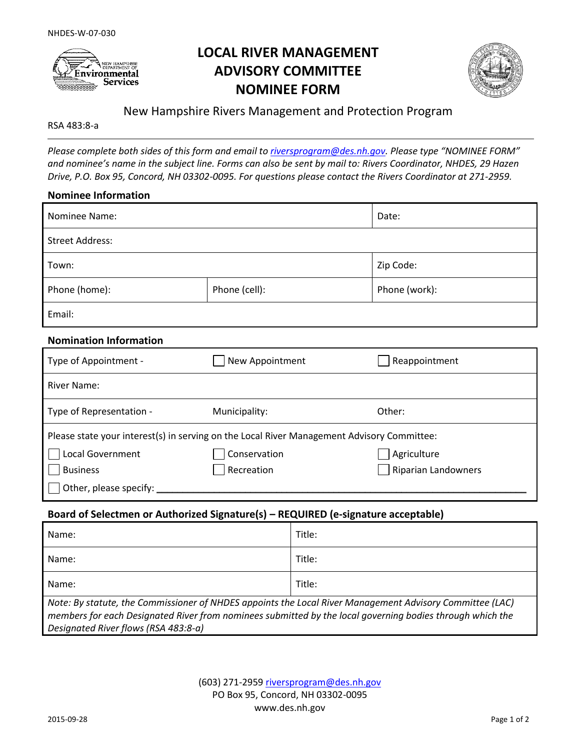NHDES-W-07-030

# LOCAL RIVER MANAGEMENT ADVISORY COMMITTEE NOMINEE FORM

## New Hampshire Rivers Management and Protection Program

RSA 483:8-a

*Please complete both sides of this form and email to riversprogram@des.nh.gov. Please type "NOMINEE FORM" and nominee's name in the subject line. Forms can also be sent by mail to: Rivers Coordinator, NHDES, 29 Hazen Drive, P.O. Box 95, Concord, NH 03302-0095. For questions please contact the Rivers Coordinator at 271-2959.*

### Nominee Information

| Nominee Name: | | Date: |
|---|---|---|
| Street Address: | | |
| Town: | | Zip Code: |
| Phone (home): | Phone (cell): | Phone (work): |
| Email: | | |

### Nomination Information

| Type of Appointment - | ☐ New Appointment | ☐ Reappointment |
|---|---|---|
| River Name: | | |
| Type of Representation - | Municipality: | Other: |
| Please state your interest(s) in serving on the Local River Management Advisory Committee: | | |
| ☐ Local Government | ☐ Conservation | ☐ Agriculture |
| ☐ Business | ☐ Recreation | ☐ Riparian Landowners |
| ☐ Other, please specify: ________________ | | |

### Board of Selectmen or Authorized Signature(s) – REQUIRED (e-signature acceptable)

| Name: | Title: |
|---|---|
| Name: | Title: |
| Name: | Title: |

*Note: By statute, the Commissioner of NHDES appoints the Local River Management Advisory Committee (LAC) members for each Designated River from nominees submitted by the local governing bodies through which the Designated River flows (RSA 483:8-a)*

(603) 271-2959 riversprogram@des.nh.gov
PO Box 95, Concord, NH 03302-0095
www.des.nh.gov

2015-09-28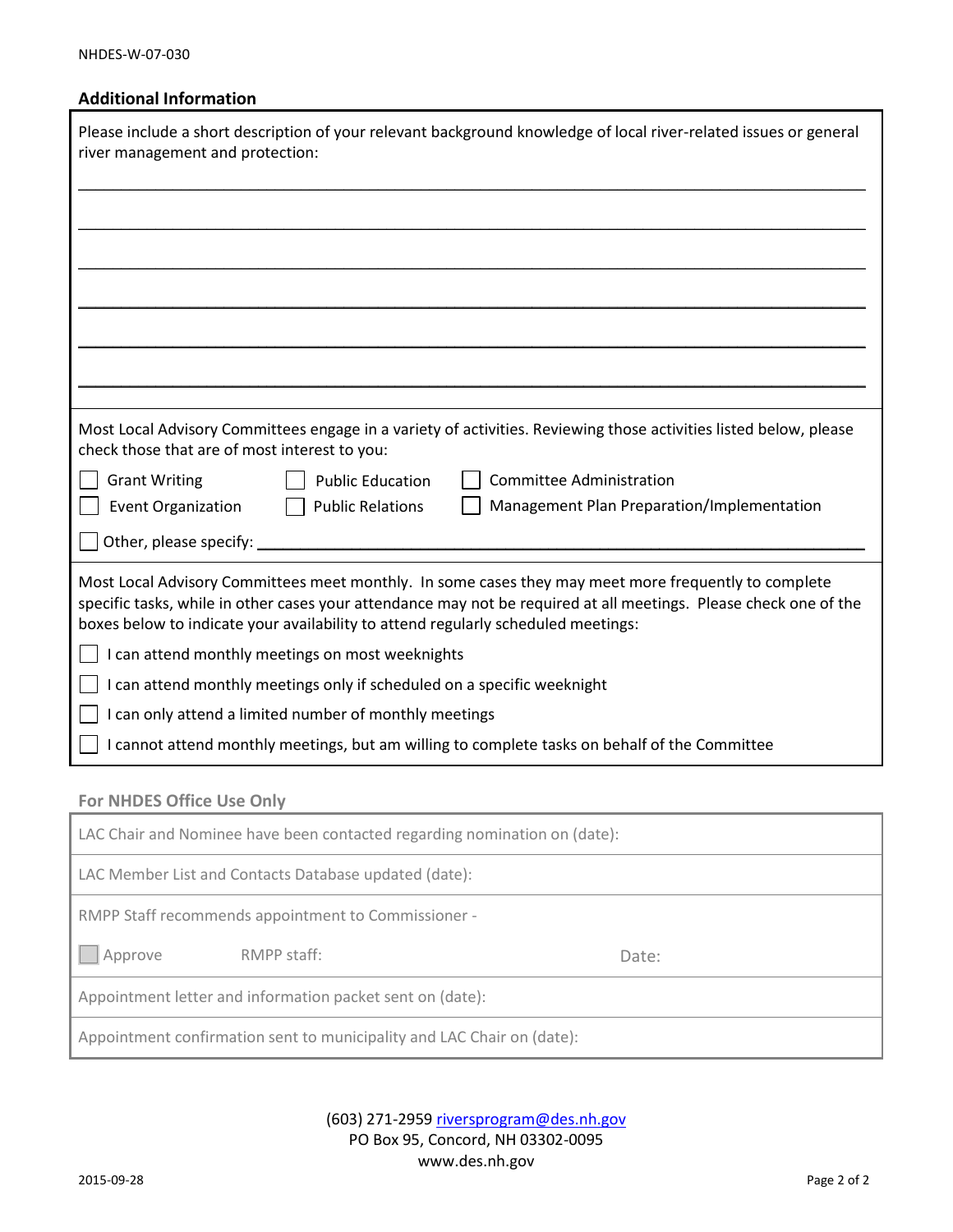NHDES-W-07-030

## Additional Information

Please include a short description of your relevant background knowledge of local river-related issues or general river management and protection:

\_\_\_\_\_\_\_\_\_\_\_\_\_\_\_\_\_\_\_\_\_\_\_\_\_\_\_\_\_\_\_\_\_\_\_\_\_\_\_\_\_\_\_\_\_\_\_\_\_\_\_\_\_\_\_\_\_\_\_\_\_\_\_\_\_\_\_\_\_\_\_\_\_\_\_\_\_\_

\_\_\_\_\_\_\_\_\_\_\_\_\_\_\_\_\_\_\_\_\_\_\_\_\_\_\_\_\_\_\_\_\_\_\_\_\_\_\_\_\_\_\_\_\_\_\_\_\_\_\_\_\_\_\_\_\_\_\_\_\_\_\_\_\_\_\_\_\_\_\_\_\_\_\_\_\_\_

\_\_\_\_\_\_\_\_\_\_\_\_\_\_\_\_\_\_\_\_\_\_\_\_\_\_\_\_\_\_\_\_\_\_\_\_\_\_\_\_\_\_\_\_\_\_\_\_\_\_\_\_\_\_\_\_\_\_\_\_\_\_\_\_\_\_\_\_\_\_\_\_\_\_\_\_\_\_

\_\_\_\_\_\_\_\_\_\_\_\_\_\_\_\_\_\_\_\_\_\_\_\_\_\_\_\_\_\_\_\_\_\_\_\_\_\_\_\_\_\_\_\_\_\_\_\_\_\_\_\_\_\_\_\_\_\_\_\_\_\_\_\_\_\_\_\_\_\_\_\_\_\_\_\_\_\_

\_\_\_\_\_\_\_\_\_\_\_\_\_\_\_\_\_\_\_\_\_\_\_\_\_\_\_\_\_\_\_\_\_\_\_\_\_\_\_\_\_\_\_\_\_\_\_\_\_\_\_\_\_\_\_\_\_\_\_\_\_\_\_\_\_\_\_\_\_\_\_\_\_\_\_\_\_\_

\_\_\_\_\_\_\_\_\_\_\_\_\_\_\_\_\_\_\_\_\_\_\_\_\_\_\_\_\_\_\_\_\_\_\_\_\_\_\_\_\_\_\_\_\_\_\_\_\_\_\_\_\_\_\_\_\_\_\_\_\_\_\_\_\_\_\_\_\_\_\_\_\_\_\_\_\_\_

Most Local Advisory Committees engage in a variety of activities. Reviewing those activities listed below, please check those that are of most interest to you:

- ☐ Grant Writing
- ☐ Public Education
- ☐ Committee Administration
- ☐ Event Organization
- ☐ Public Relations
- ☐ Management Plan Preparation/Implementation
- ☐ Other, please specify: \_\_\_\_\_\_\_\_\_\_\_\_\_\_\_\_\_\_\_\_\_\_\_\_\_\_\_\_\_\_\_\_\_\_\_\_\_\_\_\_\_\_\_\_\_\_\_\_\_\_\_\_\_\_\_\_\_\_

Most Local Advisory Committees meet monthly. In some cases they may meet more frequently to complete specific tasks, while in other cases your attendance may not be required at all meetings. Please check one of the boxes below to indicate your availability to attend regularly scheduled meetings:

- ☐ I can attend monthly meetings on most weeknights
- ☐ I can attend monthly meetings only if scheduled on a specific weeknight
- ☐ I can only attend a limited number of monthly meetings
- ☐ I cannot attend monthly meetings, but am willing to complete tasks on behalf of the Committee

### For NHDES Office Use Only

LAC Chair and Nominee have been contacted regarding nomination on (date):

LAC Member List and Contacts Database updated (date):

RMPP Staff recommends appointment to Commissioner -

☐ Approve RMPP staff: Date:

Appointment letter and information packet sent on (date):

Appointment confirmation sent to municipality and LAC Chair on (date):

(603) 271-2959 riversprogram@des.nh.gov
PO Box 95, Concord, NH 03302-0095
www.des.nh.gov

2015-09-28